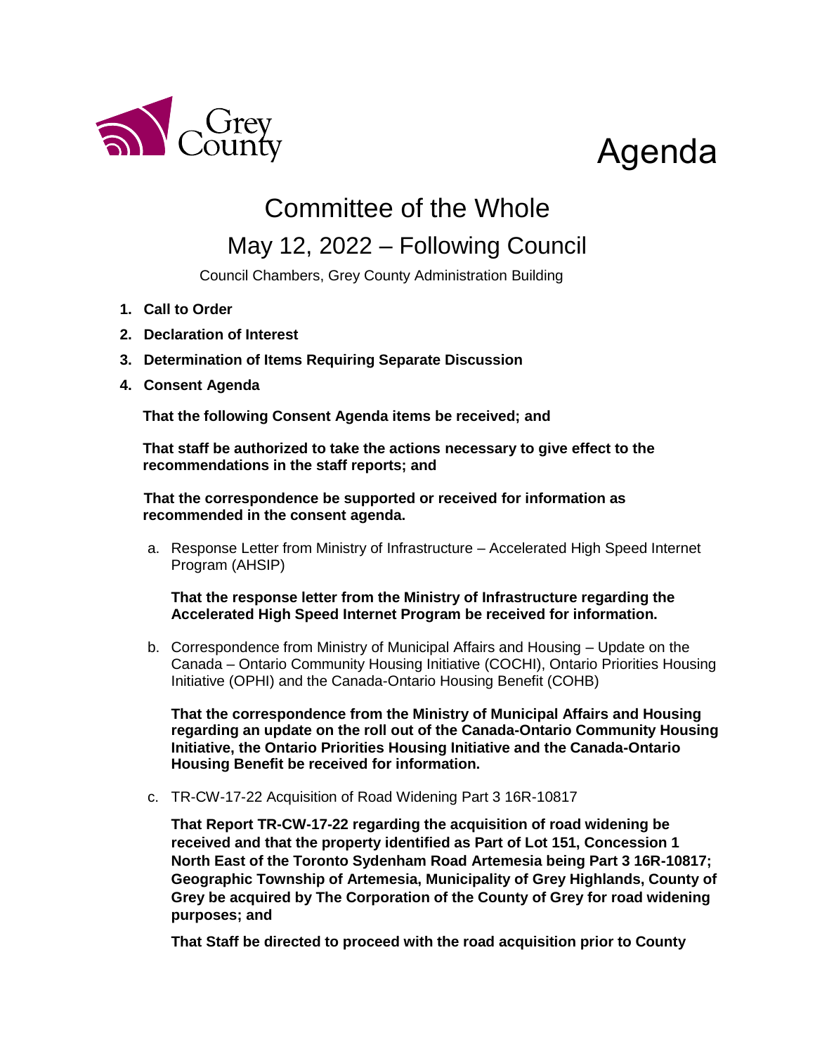Grey County

# Agenda

## Committee of the Whole

## May 12, 2022 – Following Council

Council Chambers, Grey County Administration Building

1. **Call to Order**
2. **Declaration of Interest**
3. **Determination of Items Requiring Separate Discussion**
4. **Consent Agenda**

**That the following Consent Agenda items be received; and**

**That staff be authorized to take the actions necessary to give effect to the recommendations in the staff reports; and**

**That the correspondence be supported or received for information as recommended in the consent agenda.**

a. Response Letter from Ministry of Infrastructure – Accelerated High Speed Internet Program (AHSIP)

**That the response letter from the Ministry of Infrastructure regarding the Accelerated High Speed Internet Program be received for information.**

b. Correspondence from Ministry of Municipal Affairs and Housing – Update on the Canada – Ontario Community Housing Initiative (COCHI), Ontario Priorities Housing Initiative (OPHI) and the Canada-Ontario Housing Benefit (COHB)

**That the correspondence from the Ministry of Municipal Affairs and Housing regarding an update on the roll out of the Canada-Ontario Community Housing Initiative, the Ontario Priorities Housing Initiative and the Canada-Ontario Housing Benefit be received for information.**

c. TR-CW-17-22 Acquisition of Road Widening Part 3 16R-10817

**That Report TR-CW-17-22 regarding the acquisition of road widening be received and that the property identified as Part of Lot 151, Concession 1 North East of the Toronto Sydenham Road Artemesia being Part 3 16R-10817; Geographic Township of Artemesia, Municipality of Grey Highlands, County of Grey be acquired by The Corporation of the County of Grey for road widening purposes; and**

**That Staff be directed to proceed with the road acquisition prior to County**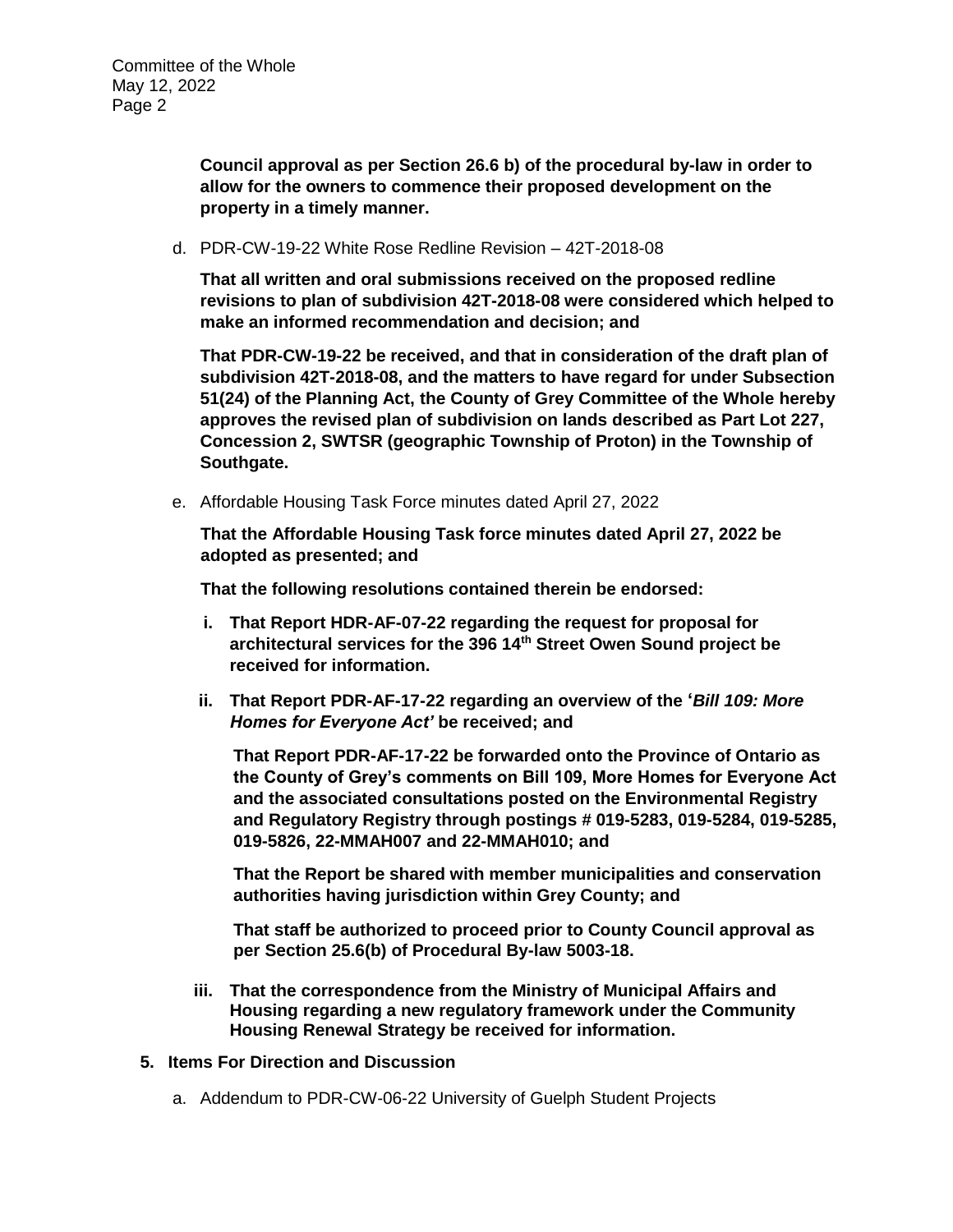**Council approval as per Section 26.6 b) of the procedural by-law in order to allow for the owners to commence their proposed development on the property in a timely manner.**

d. PDR-CW-19-22 White Rose Redline Revision – 42T-2018-08

**That all written and oral submissions received on the proposed redline revisions to plan of subdivision 42T-2018-08 were considered which helped to make an informed recommendation and decision; and**

**That PDR-CW-19-22 be received, and that in consideration of the draft plan of subdivision 42T-2018-08, and the matters to have regard for under Subsection 51(24) of the Planning Act, the County of Grey Committee of the Whole hereby approves the revised plan of subdivision on lands described as Part Lot 227, Concession 2, SWTSR (geographic Township of Proton) in the Township of Southgate.**

e. Affordable Housing Task Force minutes dated April 27, 2022

**That the Affordable Housing Task force minutes dated April 27, 2022 be adopted as presented; and**

**That the following resolutions contained therein be endorsed:**

**i. That Report HDR-AF-07-22 regarding the request for proposal for architectural services for the 396 14th Street Owen Sound project be received for information.**

**ii. That Report PDR-AF-17-22 regarding an overview of the '*Bill 109: More Homes for Everyone Act*' be received; and**

**That Report PDR-AF-17-22 be forwarded onto the Province of Ontario as the County of Grey's comments on Bill 109, More Homes for Everyone Act and the associated consultations posted on the Environmental Registry and Regulatory Registry through postings # 019-5283, 019-5284, 019-5285, 019-5826, 22-MMAH007 and 22-MMAH010; and**

**That the Report be shared with member municipalities and conservation authorities having jurisdiction within Grey County; and**

**That staff be authorized to proceed prior to County Council approval as per Section 25.6(b) of Procedural By-law 5003-18.**

**iii. That the correspondence from the Ministry of Municipal Affairs and Housing regarding a new regulatory framework under the Community Housing Renewal Strategy be received for information.**

## 5. Items For Direction and Discussion

a. Addendum to PDR-CW-06-22 University of Guelph Student Projects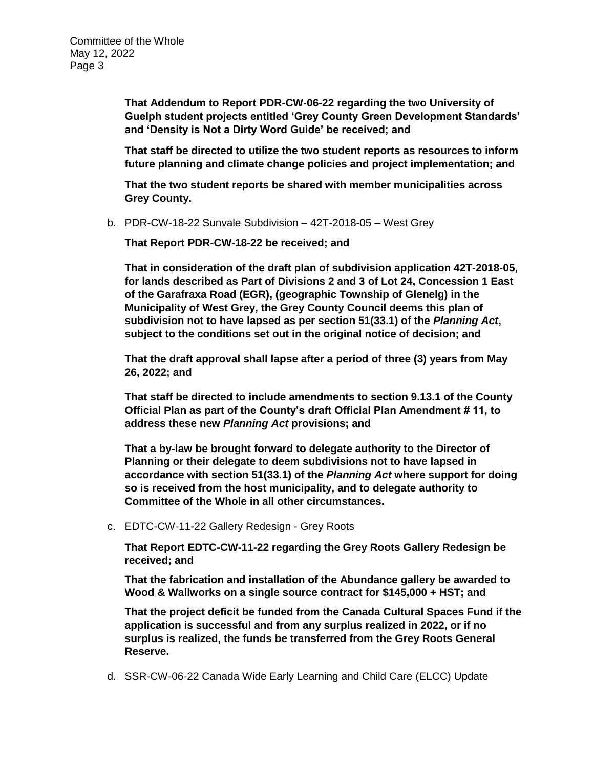**That Addendum to Report PDR-CW-06-22 regarding the two University of Guelph student projects entitled 'Grey County Green Development Standards' and 'Density is Not a Dirty Word Guide' be received; and**

**That staff be directed to utilize the two student reports as resources to inform future planning and climate change policies and project implementation; and**

**That the two student reports be shared with member municipalities across Grey County.**

b. PDR-CW-18-22 Sunvale Subdivision – 42T-2018-05 – West Grey

**That Report PDR-CW-18-22 be received; and**

**That in consideration of the draft plan of subdivision application 42T-2018-05, for lands described as Part of Divisions 2 and 3 of Lot 24, Concession 1 East of the Garafraxa Road (EGR), (geographic Township of Glenelg) in the Municipality of West Grey, the Grey County Council deems this plan of subdivision not to have lapsed as per section 51(33.1) of the *Planning Act*, subject to the conditions set out in the original notice of decision; and**

**That the draft approval shall lapse after a period of three (3) years from May 26, 2022; and**

**That staff be directed to include amendments to section 9.13.1 of the County Official Plan as part of the County's draft Official Plan Amendment # 11, to address these new *Planning Act* provisions; and**

**That a by-law be brought forward to delegate authority to the Director of Planning or their delegate to deem subdivisions not to have lapsed in accordance with section 51(33.1) of the *Planning Act* where support for doing so is received from the host municipality, and to delegate authority to Committee of the Whole in all other circumstances.**

c. EDTC-CW-11-22 Gallery Redesign - Grey Roots

**That Report EDTC-CW-11-22 regarding the Grey Roots Gallery Redesign be received; and**

**That the fabrication and installation of the Abundance gallery be awarded to Wood & Wallworks on a single source contract for $145,000 + HST; and**

**That the project deficit be funded from the Canada Cultural Spaces Fund if the application is successful and from any surplus realized in 2022, or if no surplus is realized, the funds be transferred from the Grey Roots General Reserve.**

d. SSR-CW-06-22 Canada Wide Early Learning and Child Care (ELCC) Update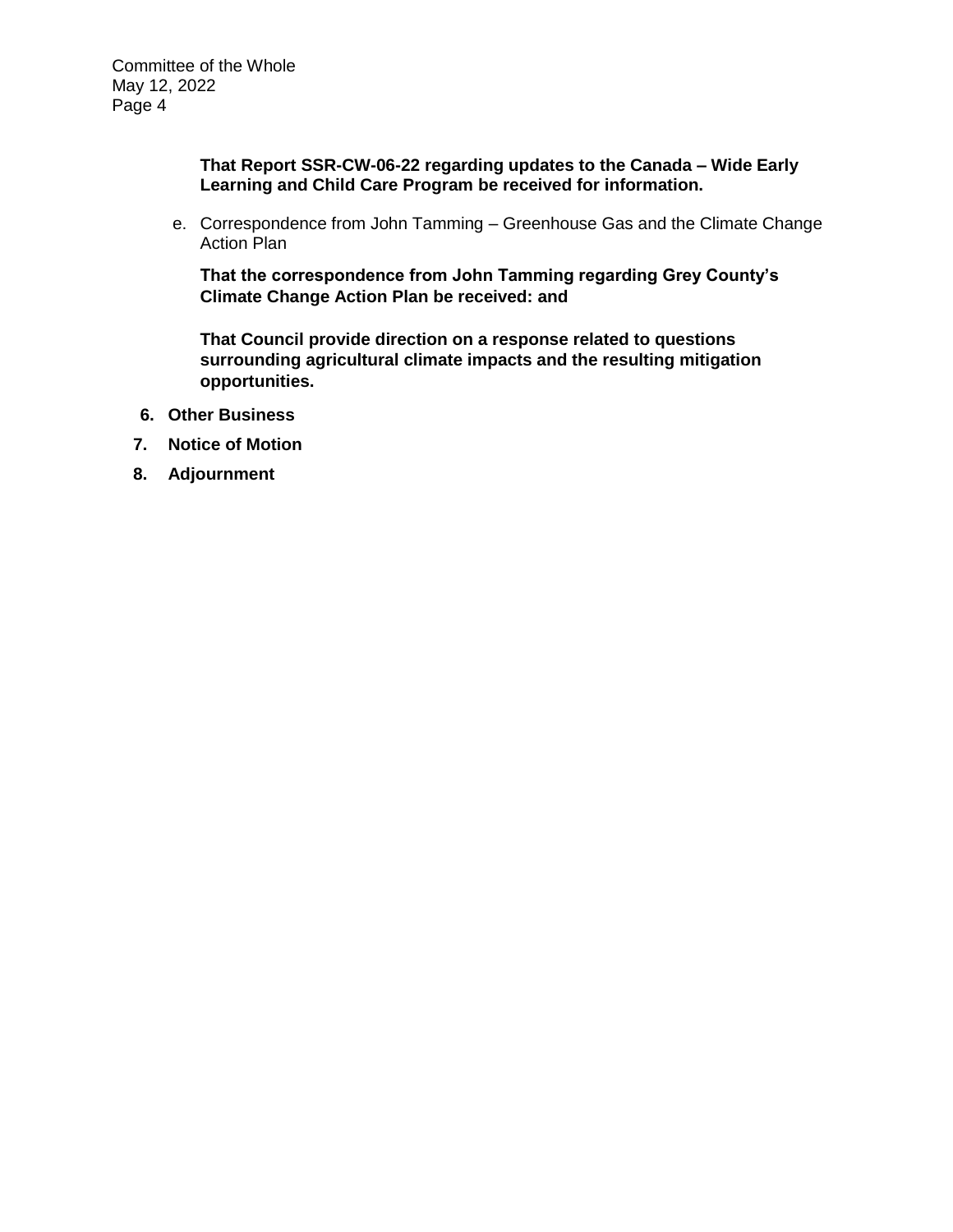**That Report SSR-CW-06-22 regarding updates to the Canada – Wide Early Learning and Child Care Program be received for information.**

e. Correspondence from John Tamming – Greenhouse Gas and the Climate Change Action Plan

**That the correspondence from John Tamming regarding Grey County's Climate Change Action Plan be received: and**

**That Council provide direction on a response related to questions surrounding agricultural climate impacts and the resulting mitigation opportunities.**

6. **Other Business**
7. **Notice of Motion**
8. **Adjournment**